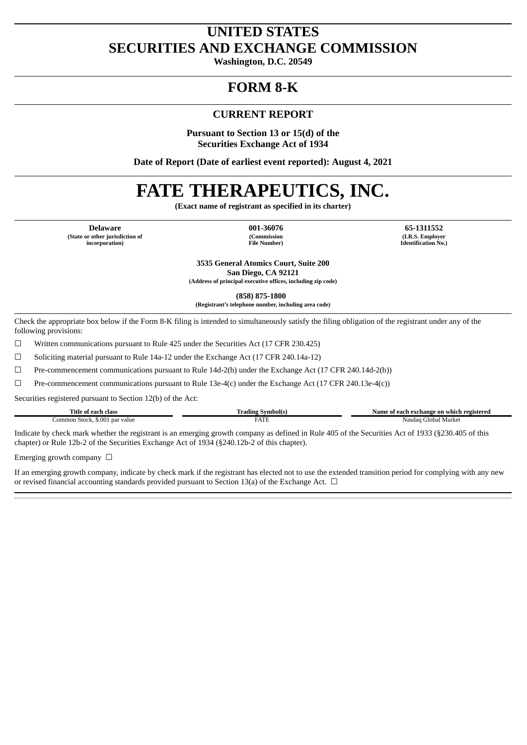# UNITED STATES
# SECURITIES AND EXCHANGE COMMISSION

**Washington, D.C. 20549**

---

# FORM 8-K

---

## CURRENT REPORT

**Pursuant to Section 13 or 15(d) of the**
**Securities Exchange Act of 1934**

**Date of Report (Date of earliest event reported): August 4, 2021**

---

# FATE THERAPEUTICS, INC.

**(Exact name of registrant as specified in its charter)**

| **Delaware** | **001-36076** | **65-1311552** |
|---|---|---|
| **(State or other jurisdiction of incorporation)** | **(Commission File Number)** | **(I.R.S. Employer Identification No.)** |

**3535 General Atomics Court, Suite 200**
**San Diego, CA 92121**
**(Address of principal executive offices, including zip code)**

**(858) 875-1800**
**(Registrant's telephone number, including area code)**

---

Check the appropriate box below if the Form 8-K filing is intended to simultaneously satisfy the filing obligation of the registrant under any of the following provisions:

☐ Written communications pursuant to Rule 425 under the Securities Act (17 CFR 230.425)

☐ Soliciting material pursuant to Rule 14a-12 under the Exchange Act (17 CFR 240.14a-12)

☐ Pre-commencement communications pursuant to Rule 14d-2(b) under the Exchange Act (17 CFR 240.14d-2(b))

☐ Pre-commencement communications pursuant to Rule 13e-4(c) under the Exchange Act (17 CFR 240.13e-4(c))

Securities registered pursuant to Section 12(b) of the Act:

| Title of each class | Trading Symbol(s) | Name of each exchange on which registered |
|---|---|---|
| Common Stock, $.001 par value | FATE | Nasdaq Global Market |

Indicate by check mark whether the registrant is an emerging growth company as defined in Rule 405 of the Securities Act of 1933 (§230.405 of this chapter) or Rule 12b-2 of the Securities Exchange Act of 1934 (§240.12b-2 of this chapter).

Emerging growth company ☐

If an emerging growth company, indicate by check mark if the registrant has elected not to use the extended transition period for complying with any new or revised financial accounting standards provided pursuant to Section 13(a) of the Exchange Act. ☐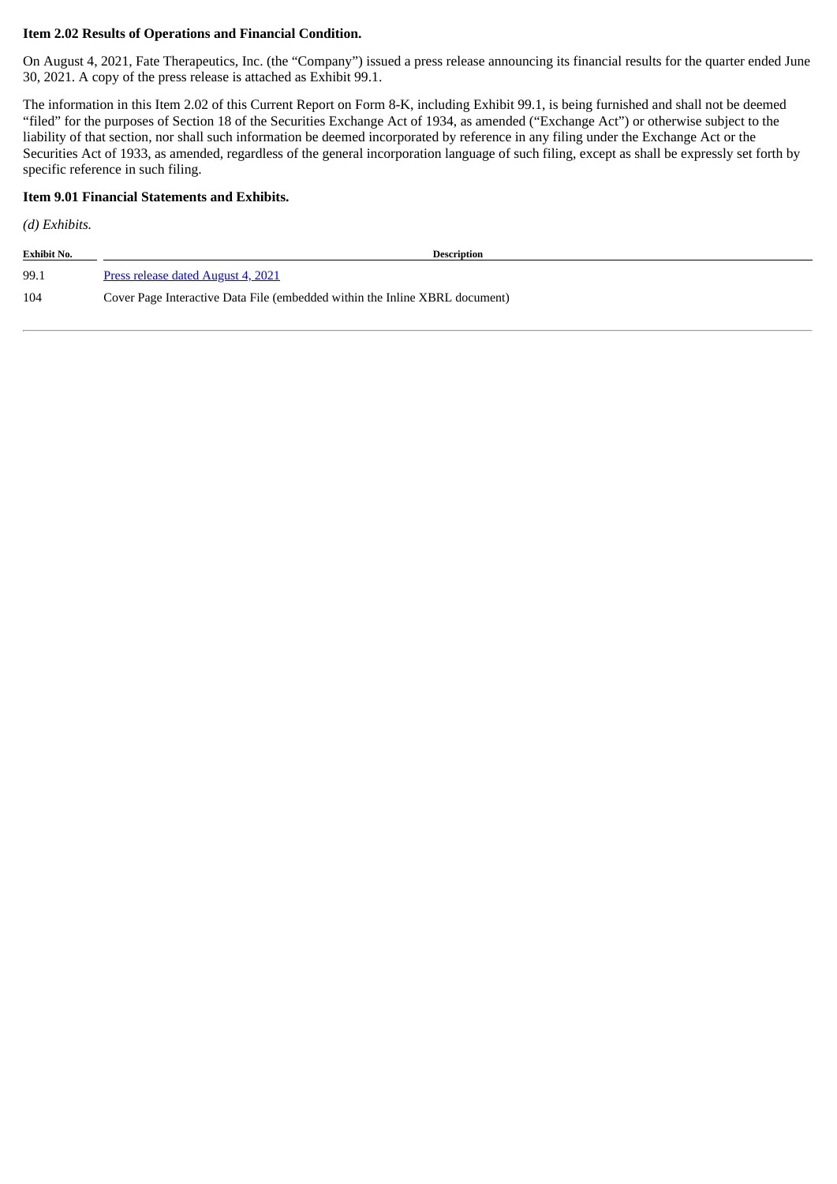**Item 2.02 Results of Operations and Financial Condition.**

On August 4, 2021, Fate Therapeutics, Inc. (the "Company") issued a press release announcing its financial results for the quarter ended June 30, 2021. A copy of the press release is attached as Exhibit 99.1.

The information in this Item 2.02 of this Current Report on Form 8-K, including Exhibit 99.1, is being furnished and shall not be deemed "filed" for the purposes of Section 18 of the Securities Exchange Act of 1934, as amended ("Exchange Act") or otherwise subject to the liability of that section, nor shall such information be deemed incorporated by reference in any filing under the Exchange Act or the Securities Act of 1933, as amended, regardless of the general incorporation language of such filing, except as shall be expressly set forth by specific reference in such filing.

**Item 9.01 Financial Statements and Exhibits.**

*(d) Exhibits.*

| Exhibit No. | Description |
|---|---|
| 99.1 | Press release dated August 4, 2021 |
| 104 | Cover Page Interactive Data File (embedded within the Inline XBRL document) |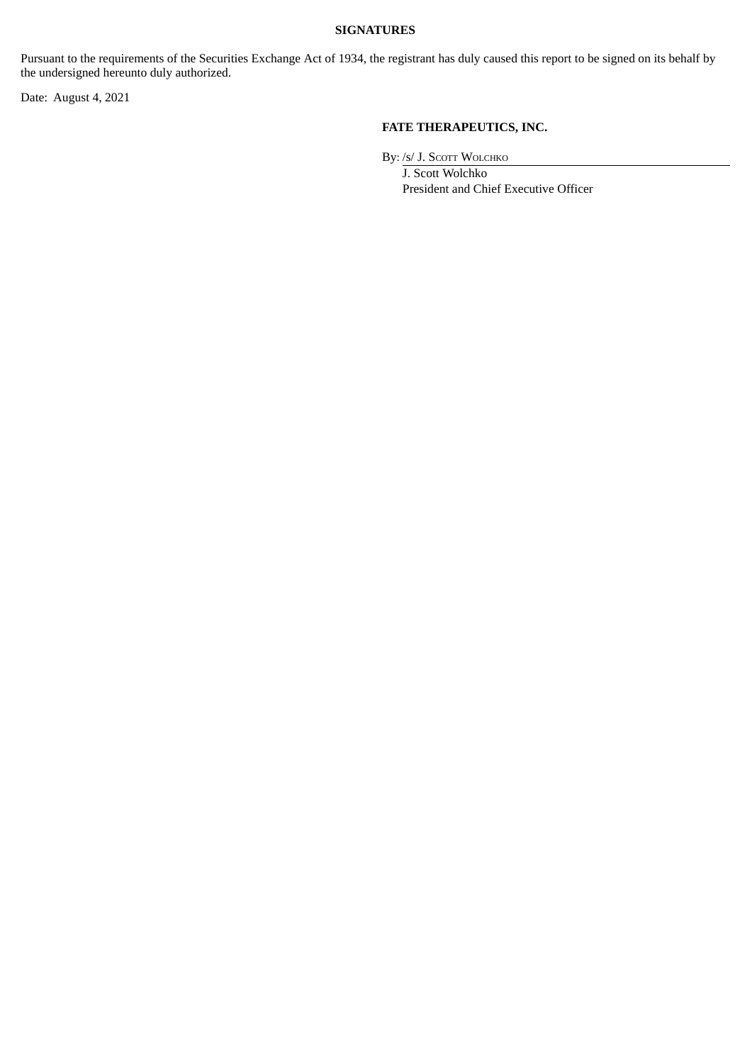**SIGNATURES**

Pursuant to the requirements of the Securities Exchange Act of 1934, the registrant has duly caused this report to be signed on its behalf by the undersigned hereunto duly authorized.

Date: August 4, 2021

**FATE THERAPEUTICS, INC.**

By: /s/ J. Scott Wolchko

J. Scott Wolchko

President and Chief Executive Officer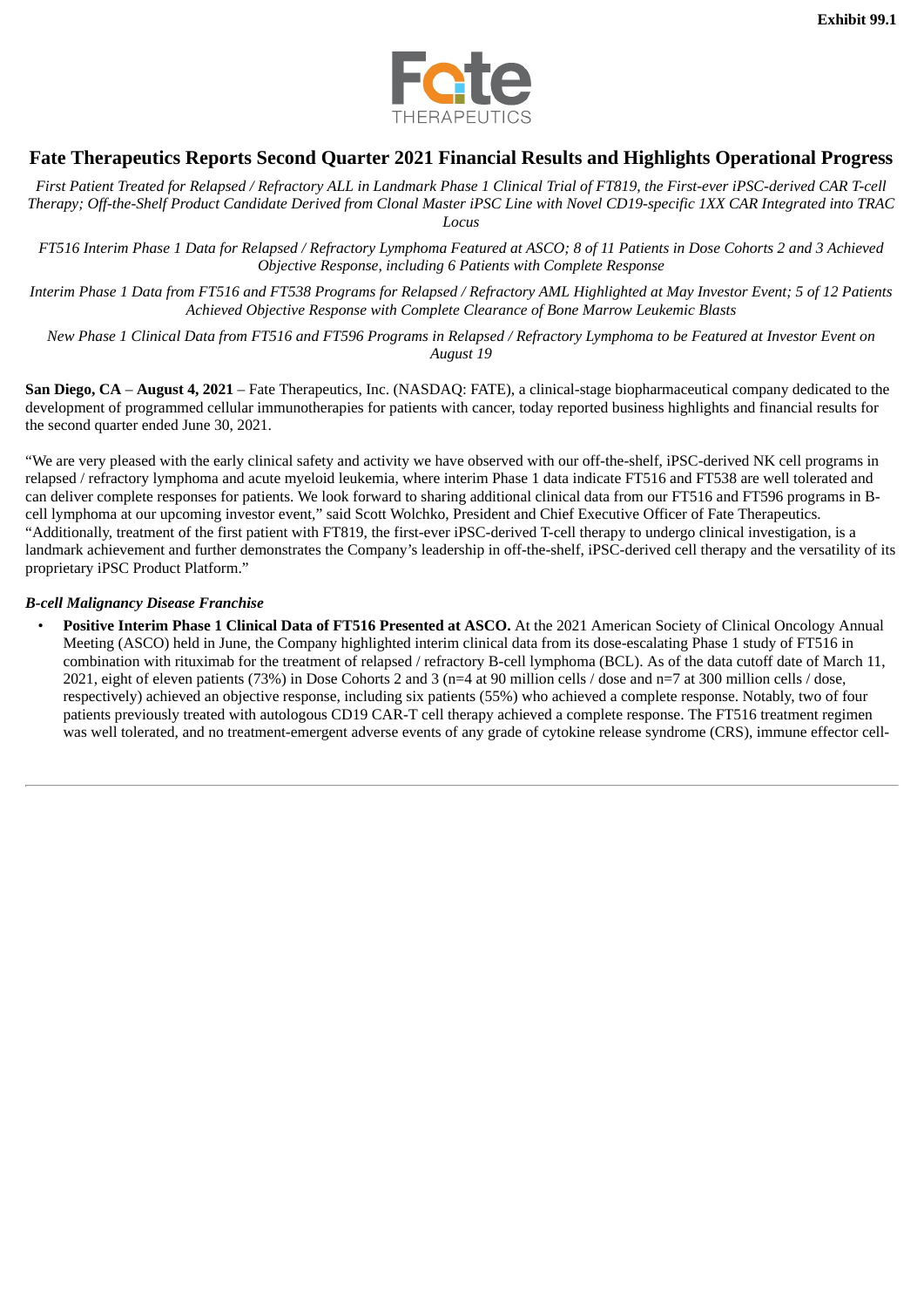Exhibit 99.1

# Fate Therapeutics Reports Second Quarter 2021 Financial Results and Highlights Operational Progress

*First Patient Treated for Relapsed / Refractory ALL in Landmark Phase 1 Clinical Trial of FT819, the First-ever iPSC-derived CAR T-cell Therapy; Off-the-Shelf Product Candidate Derived from Clonal Master iPSC Line with Novel CD19-specific 1XX CAR Integrated into TRAC Locus*

*FT516 Interim Phase 1 Data for Relapsed / Refractory Lymphoma Featured at ASCO; 8 of 11 Patients in Dose Cohorts 2 and 3 Achieved Objective Response, including 6 Patients with Complete Response*

*Interim Phase 1 Data from FT516 and FT538 Programs for Relapsed / Refractory AML Highlighted at May Investor Event; 5 of 12 Patients Achieved Objective Response with Complete Clearance of Bone Marrow Leukemic Blasts*

*New Phase 1 Clinical Data from FT516 and FT596 Programs in Relapsed / Refractory Lymphoma to be Featured at Investor Event on August 19*

**San Diego, CA** – **August 4, 2021** – Fate Therapeutics, Inc. (NASDAQ: FATE), a clinical-stage biopharmaceutical company dedicated to the development of programmed cellular immunotherapies for patients with cancer, today reported business highlights and financial results for the second quarter ended June 30, 2021.

"We are very pleased with the early clinical safety and activity we have observed with our off-the-shelf, iPSC-derived NK cell programs in relapsed / refractory lymphoma and acute myeloid leukemia, where interim Phase 1 data indicate FT516 and FT538 are well tolerated and can deliver complete responses for patients. We look forward to sharing additional clinical data from our FT516 and FT596 programs in B-cell lymphoma at our upcoming investor event," said Scott Wolchko, President and Chief Executive Officer of Fate Therapeutics. "Additionally, treatment of the first patient with FT819, the first-ever iPSC-derived T-cell therapy to undergo clinical investigation, is a landmark achievement and further demonstrates the Company's leadership in off-the-shelf, iPSC-derived cell therapy and the versatility of its proprietary iPSC Product Platform."

***B-cell Malignancy Disease Franchise***

- **Positive Interim Phase 1 Clinical Data of FT516 Presented at ASCO.** At the 2021 American Society of Clinical Oncology Annual Meeting (ASCO) held in June, the Company highlighted interim clinical data from its dose-escalating Phase 1 study of FT516 in combination with rituximab for the treatment of relapsed / refractory B-cell lymphoma (BCL). As of the data cutoff date of March 11, 2021, eight of eleven patients (73%) in Dose Cohorts 2 and 3 (n=4 at 90 million cells / dose and n=7 at 300 million cells / dose, respectively) achieved an objective response, including six patients (55%) who achieved a complete response. Notably, two of four patients previously treated with autologous CD19 CAR-T cell therapy achieved a complete response. The FT516 treatment regimen was well tolerated, and no treatment-emergent adverse events of any grade of cytokine release syndrome (CRS), immune effector cell-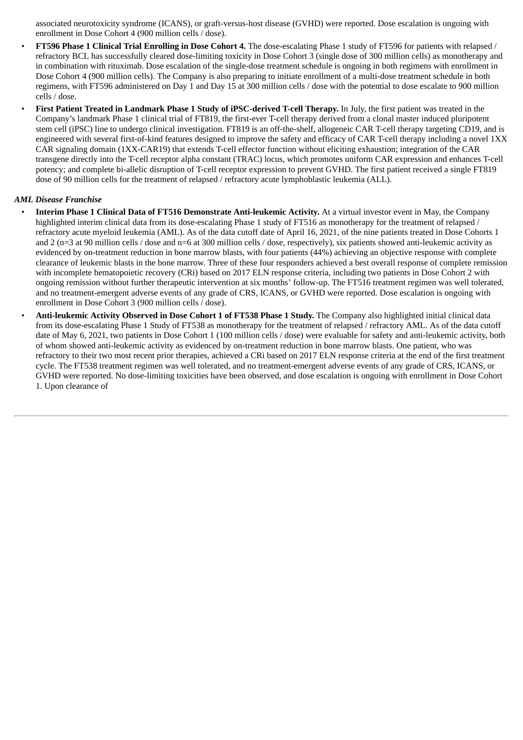associated neurotoxicity syndrome (ICANS), or graft-versus-host disease (GVHD) were reported. Dose escalation is ongoing with enrollment in Dose Cohort 4 (900 million cells / dose).

- **FT596 Phase 1 Clinical Trial Enrolling in Dose Cohort 4.** The dose-escalating Phase 1 study of FT596 for patients with relapsed / refractory BCL has successfully cleared dose-limiting toxicity in Dose Cohort 3 (single dose of 300 million cells) as monotherapy and in combination with rituximab. Dose escalation of the single-dose treatment schedule is ongoing in both regimens with enrollment in Dose Cohort 4 (900 million cells). The Company is also preparing to initiate enrollment of a multi-dose treatment schedule in both regimens, with FT596 administered on Day 1 and Day 15 at 300 million cells / dose with the potential to dose escalate to 900 million cells / dose.
- **First Patient Treated in Landmark Phase 1 Study of iPSC-derived T-cell Therapy.** In July, the first patient was treated in the Company's landmark Phase 1 clinical trial of FT819, the first-ever T-cell therapy derived from a clonal master induced pluripotent stem cell (iPSC) line to undergo clinical investigation. FT819 is an off-the-shelf, allogeneic CAR T-cell therapy targeting CD19, and is engineered with several first-of-kind features designed to improve the safety and efficacy of CAR T-cell therapy including a novel 1XX CAR signaling domain (1XX-CAR19) that extends T-cell effector function without eliciting exhaustion; integration of the CAR transgene directly into the T-cell receptor alpha constant (TRAC) locus, which promotes uniform CAR expression and enhances T-cell potency; and complete bi-allelic disruption of T-cell receptor expression to prevent GVHD. The first patient received a single FT819 dose of 90 million cells for the treatment of relapsed / refractory acute lymphoblastic leukemia (ALL).

***AML Disease Franchise***

- **Interim Phase 1 Clinical Data of FT516 Demonstrate Anti-leukemic Activity.** At a virtual investor event in May, the Company highlighted interim clinical data from its dose-escalating Phase 1 study of FT516 as monotherapy for the treatment of relapsed / refractory acute myeloid leukemia (AML). As of the data cutoff date of April 16, 2021, of the nine patients treated in Dose Cohorts 1 and 2 (n=3 at 90 million cells / dose and n=6 at 300 million cells / dose, respectively), six patients showed anti-leukemic activity as evidenced by on-treatment reduction in bone marrow blasts, with four patients (44%) achieving an objective response with complete clearance of leukemic blasts in the bone marrow. Three of these four responders achieved a best overall response of complete remission with incomplete hematopoietic recovery (CRi) based on 2017 ELN response criteria, including two patients in Dose Cohort 2 with ongoing remission without further therapeutic intervention at six months' follow-up. The FT516 treatment regimen was well tolerated, and no treatment-emergent adverse events of any grade of CRS, ICANS, or GVHD were reported. Dose escalation is ongoing with enrollment in Dose Cohort 3 (900 million cells / dose).
- **Anti-leukemic Activity Observed in Dose Cohort 1 of FT538 Phase 1 Study.** The Company also highlighted initial clinical data from its dose-escalating Phase 1 Study of FT538 as monotherapy for the treatment of relapsed / refractory AML. As of the data cutoff date of May 6, 2021, two patients in Dose Cohort 1 (100 million cells / dose) were evaluable for safety and anti-leukemic activity, both of whom showed anti-leukemic activity as evidenced by on-treatment reduction in bone marrow blasts. One patient, who was refractory to their two most recent prior therapies, achieved a CRi based on 2017 ELN response criteria at the end of the first treatment cycle. The FT538 treatment regimen was well tolerated, and no treatment-emergent adverse events of any grade of CRS, ICANS, or GVHD were reported. No dose-limiting toxicities have been observed, and dose escalation is ongoing with enrollment in Dose Cohort 1. Upon clearance of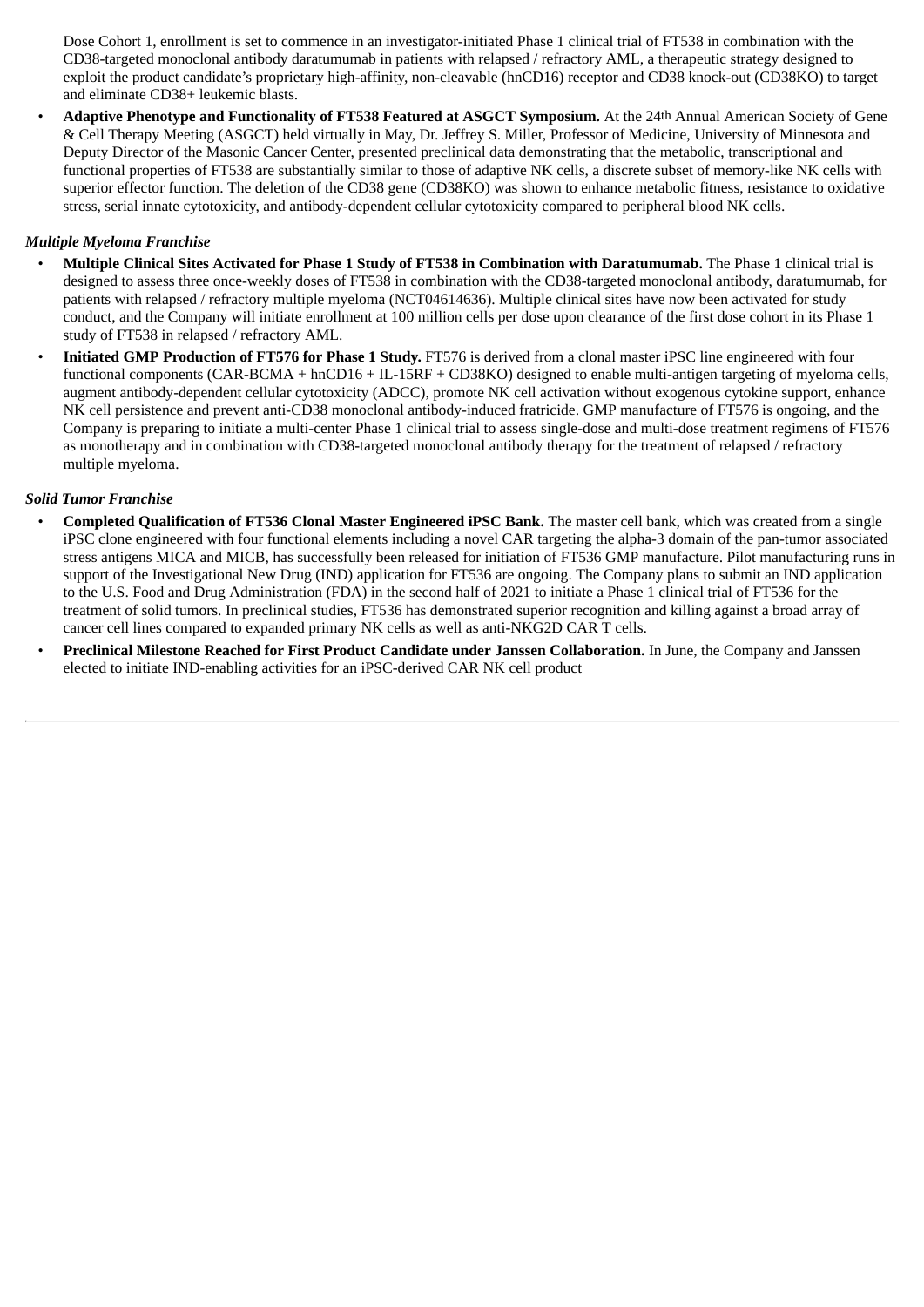Dose Cohort 1, enrollment is set to commence in an investigator-initiated Phase 1 clinical trial of FT538 in combination with the CD38-targeted monoclonal antibody daratumumab in patients with relapsed / refractory AML, a therapeutic strategy designed to exploit the product candidate's proprietary high-affinity, non-cleavable (hnCD16) receptor and CD38 knock-out (CD38KO) to target and eliminate CD38+ leukemic blasts.

- **Adaptive Phenotype and Functionality of FT538 Featured at ASGCT Symposium.** At the 24th Annual American Society of Gene & Cell Therapy Meeting (ASGCT) held virtually in May, Dr. Jeffrey S. Miller, Professor of Medicine, University of Minnesota and Deputy Director of the Masonic Cancer Center, presented preclinical data demonstrating that the metabolic, transcriptional and functional properties of FT538 are substantially similar to those of adaptive NK cells, a discrete subset of memory-like NK cells with superior effector function. The deletion of the CD38 gene (CD38KO) was shown to enhance metabolic fitness, resistance to oxidative stress, serial innate cytotoxicity, and antibody-dependent cellular cytotoxicity compared to peripheral blood NK cells.

*Multiple Myeloma Franchise*

- **Multiple Clinical Sites Activated for Phase 1 Study of FT538 in Combination with Daratumumab.** The Phase 1 clinical trial is designed to assess three once-weekly doses of FT538 in combination with the CD38-targeted monoclonal antibody, daratumumab, for patients with relapsed / refractory multiple myeloma (NCT04614636). Multiple clinical sites have now been activated for study conduct, and the Company will initiate enrollment at 100 million cells per dose upon clearance of the first dose cohort in its Phase 1 study of FT538 in relapsed / refractory AML.
- **Initiated GMP Production of FT576 for Phase 1 Study.** FT576 is derived from a clonal master iPSC line engineered with four functional components (CAR-BCMA + hnCD16 + IL-15RF + CD38KO) designed to enable multi-antigen targeting of myeloma cells, augment antibody-dependent cellular cytotoxicity (ADCC), promote NK cell activation without exogenous cytokine support, enhance NK cell persistence and prevent anti-CD38 monoclonal antibody-induced fratricide. GMP manufacture of FT576 is ongoing, and the Company is preparing to initiate a multi-center Phase 1 clinical trial to assess single-dose and multi-dose treatment regimens of FT576 as monotherapy and in combination with CD38-targeted monoclonal antibody therapy for the treatment of relapsed / refractory multiple myeloma.

*Solid Tumor Franchise*

- **Completed Qualification of FT536 Clonal Master Engineered iPSC Bank.** The master cell bank, which was created from a single iPSC clone engineered with four functional elements including a novel CAR targeting the alpha-3 domain of the pan-tumor associated stress antigens MICA and MICB, has successfully been released for initiation of FT536 GMP manufacture. Pilot manufacturing runs in support of the Investigational New Drug (IND) application for FT536 are ongoing. The Company plans to submit an IND application to the U.S. Food and Drug Administration (FDA) in the second half of 2021 to initiate a Phase 1 clinical trial of FT536 for the treatment of solid tumors. In preclinical studies, FT536 has demonstrated superior recognition and killing against a broad array of cancer cell lines compared to expanded primary NK cells as well as anti-NKG2D CAR T cells.
- **Preclinical Milestone Reached for First Product Candidate under Janssen Collaboration.** In June, the Company and Janssen elected to initiate IND-enabling activities for an iPSC-derived CAR NK cell product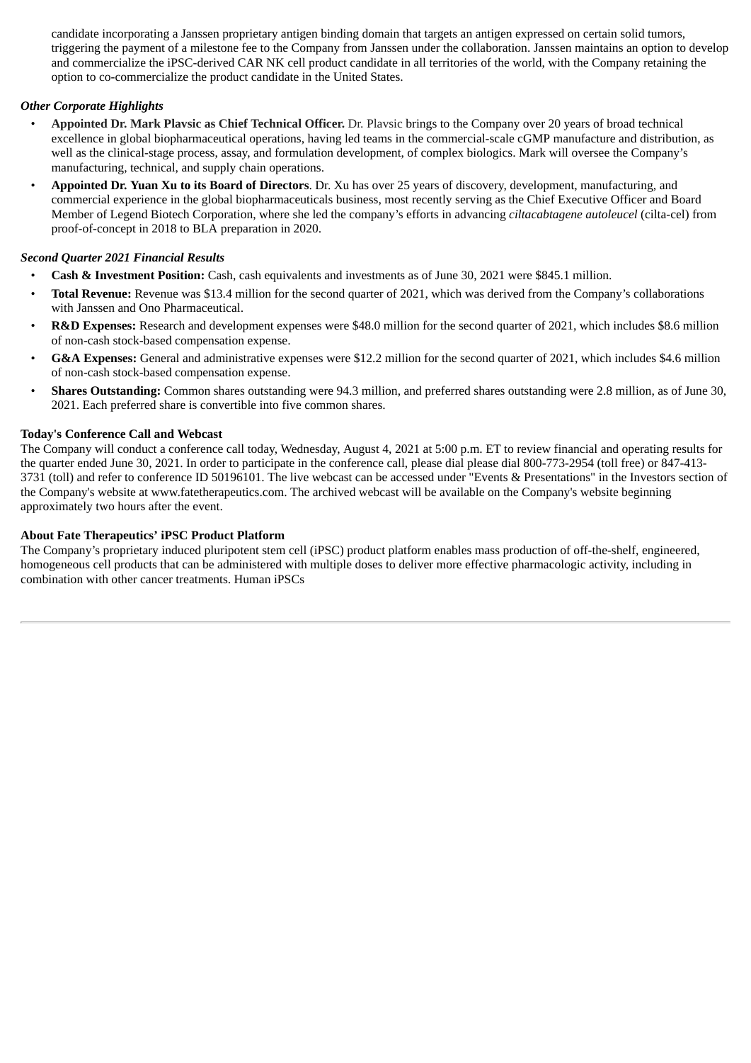candidate incorporating a Janssen proprietary antigen binding domain that targets an antigen expressed on certain solid tumors, triggering the payment of a milestone fee to the Company from Janssen under the collaboration. Janssen maintains an option to develop and commercialize the iPSC-derived CAR NK cell product candidate in all territories of the world, with the Company retaining the option to co-commercialize the product candidate in the United States.

***Other Corporate Highlights***

- **Appointed Dr. Mark Plavsic as Chief Technical Officer.** Dr. Plavsic brings to the Company over 20 years of broad technical excellence in global biopharmaceutical operations, having led teams in the commercial-scale cGMP manufacture and distribution, as well as the clinical-stage process, assay, and formulation development, of complex biologics. Mark will oversee the Company's manufacturing, technical, and supply chain operations.
- **Appointed Dr. Yuan Xu to its Board of Directors**. Dr. Xu has over 25 years of discovery, development, manufacturing, and commercial experience in the global biopharmaceuticals business, most recently serving as the Chief Executive Officer and Board Member of Legend Biotech Corporation, where she led the company's efforts in advancing *ciltacabtagene autoleucel* (cilta-cel) from proof-of-concept in 2018 to BLA preparation in 2020.

***Second Quarter 2021 Financial Results***

- **Cash & Investment Position:** Cash, cash equivalents and investments as of June 30, 2021 were $845.1 million.
- **Total Revenue:** Revenue was $13.4 million for the second quarter of 2021, which was derived from the Company's collaborations with Janssen and Ono Pharmaceutical.
- **R&D Expenses:** Research and development expenses were $48.0 million for the second quarter of 2021, which includes $8.6 million of non-cash stock-based compensation expense.
- **G&A Expenses:** General and administrative expenses were $12.2 million for the second quarter of 2021, which includes $4.6 million of non-cash stock-based compensation expense.
- **Shares Outstanding:** Common shares outstanding were 94.3 million, and preferred shares outstanding were 2.8 million, as of June 30, 2021. Each preferred share is convertible into five common shares.

**Today's Conference Call and Webcast**

The Company will conduct a conference call today, Wednesday, August 4, 2021 at 5:00 p.m. ET to review financial and operating results for the quarter ended June 30, 2021. In order to participate in the conference call, please dial please dial 800-773-2954 (toll free) or 847-413-3731 (toll) and refer to conference ID 50196101. The live webcast can be accessed under "Events & Presentations" in the Investors section of the Company's website at www.fatetherapeutics.com. The archived webcast will be available on the Company's website beginning approximately two hours after the event.

**About Fate Therapeutics' iPSC Product Platform**

The Company's proprietary induced pluripotent stem cell (iPSC) product platform enables mass production of off-the-shelf, engineered, homogeneous cell products that can be administered with multiple doses to deliver more effective pharmacologic activity, including in combination with other cancer treatments. Human iPSCs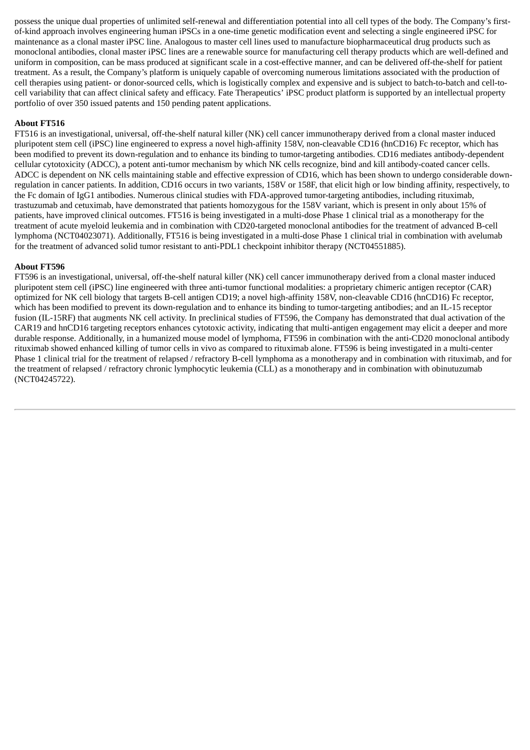possess the unique dual properties of unlimited self-renewal and differentiation potential into all cell types of the body. The Company's first-of-kind approach involves engineering human iPSCs in a one-time genetic modification event and selecting a single engineered iPSC for maintenance as a clonal master iPSC line. Analogous to master cell lines used to manufacture biopharmaceutical drug products such as monoclonal antibodies, clonal master iPSC lines are a renewable source for manufacturing cell therapy products which are well-defined and uniform in composition, can be mass produced at significant scale in a cost-effective manner, and can be delivered off-the-shelf for patient treatment. As a result, the Company's platform is uniquely capable of overcoming numerous limitations associated with the production of cell therapies using patient- or donor-sourced cells, which is logistically complex and expensive and is subject to batch-to-batch and cell-to-cell variability that can affect clinical safety and efficacy. Fate Therapeutics' iPSC product platform is supported by an intellectual property portfolio of over 350 issued patents and 150 pending patent applications.

**About FT516**

FT516 is an investigational, universal, off-the-shelf natural killer (NK) cell cancer immunotherapy derived from a clonal master induced pluripotent stem cell (iPSC) line engineered to express a novel high-affinity 158V, non-cleavable CD16 (hnCD16) Fc receptor, which has been modified to prevent its down-regulation and to enhance its binding to tumor-targeting antibodies. CD16 mediates antibody-dependent cellular cytotoxicity (ADCC), a potent anti-tumor mechanism by which NK cells recognize, bind and kill antibody-coated cancer cells. ADCC is dependent on NK cells maintaining stable and effective expression of CD16, which has been shown to undergo considerable down-regulation in cancer patients. In addition, CD16 occurs in two variants, 158V or 158F, that elicit high or low binding affinity, respectively, to the Fc domain of IgG1 antibodies. Numerous clinical studies with FDA-approved tumor-targeting antibodies, including rituximab, trastuzumab and cetuximab, have demonstrated that patients homozygous for the 158V variant, which is present in only about 15% of patients, have improved clinical outcomes. FT516 is being investigated in a multi-dose Phase 1 clinical trial as a monotherapy for the treatment of acute myeloid leukemia and in combination with CD20-targeted monoclonal antibodies for the treatment of advanced B-cell lymphoma (NCT04023071). Additionally, FT516 is being investigated in a multi-dose Phase 1 clinical trial in combination with avelumab for the treatment of advanced solid tumor resistant to anti-PDL1 checkpoint inhibitor therapy (NCT04551885).

**About FT596**

FT596 is an investigational, universal, off-the-shelf natural killer (NK) cell cancer immunotherapy derived from a clonal master induced pluripotent stem cell (iPSC) line engineered with three anti-tumor functional modalities: a proprietary chimeric antigen receptor (CAR) optimized for NK cell biology that targets B-cell antigen CD19; a novel high-affinity 158V, non-cleavable CD16 (hnCD16) Fc receptor, which has been modified to prevent its down-regulation and to enhance its binding to tumor-targeting antibodies; and an IL-15 receptor fusion (IL-15RF) that augments NK cell activity. In preclinical studies of FT596, the Company has demonstrated that dual activation of the CAR19 and hnCD16 targeting receptors enhances cytotoxic activity, indicating that multi-antigen engagement may elicit a deeper and more durable response. Additionally, in a humanized mouse model of lymphoma, FT596 in combination with the anti-CD20 monoclonal antibody rituximab showed enhanced killing of tumor cells in vivo as compared to rituximab alone. FT596 is being investigated in a multi-center Phase 1 clinical trial for the treatment of relapsed / refractory B-cell lymphoma as a monotherapy and in combination with rituximab, and for the treatment of relapsed / refractory chronic lymphocytic leukemia (CLL) as a monotherapy and in combination with obinutuzumab (NCT04245722).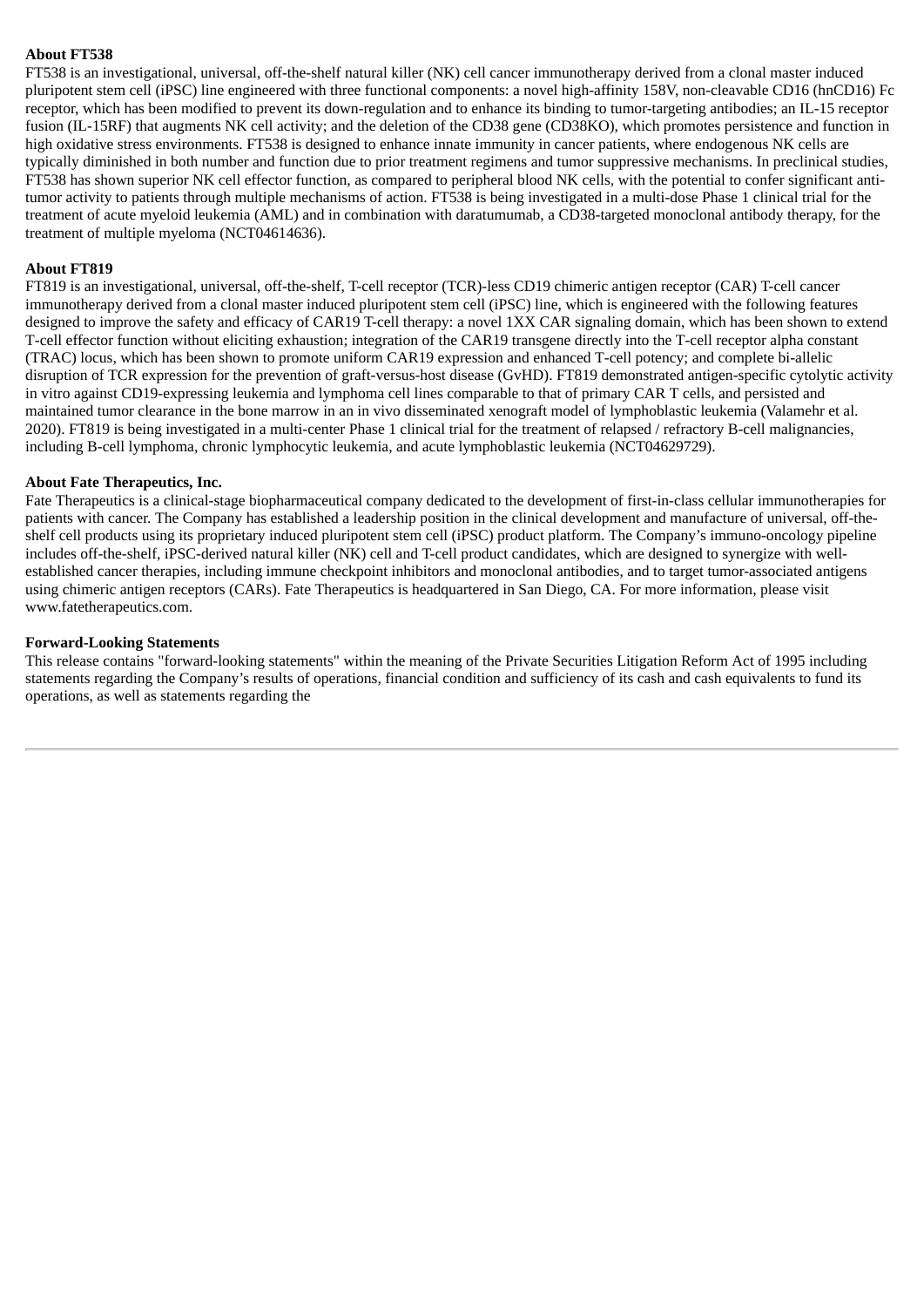**About FT538**

FT538 is an investigational, universal, off-the-shelf natural killer (NK) cell cancer immunotherapy derived from a clonal master induced pluripotent stem cell (iPSC) line engineered with three functional components: a novel high-affinity 158V, non-cleavable CD16 (hnCD16) Fc receptor, which has been modified to prevent its down-regulation and to enhance its binding to tumor-targeting antibodies; an IL-15 receptor fusion (IL-15RF) that augments NK cell activity; and the deletion of the CD38 gene (CD38KO), which promotes persistence and function in high oxidative stress environments. FT538 is designed to enhance innate immunity in cancer patients, where endogenous NK cells are typically diminished in both number and function due to prior treatment regimens and tumor suppressive mechanisms. In preclinical studies, FT538 has shown superior NK cell effector function, as compared to peripheral blood NK cells, with the potential to confer significant anti-tumor activity to patients through multiple mechanisms of action. FT538 is being investigated in a multi-dose Phase 1 clinical trial for the treatment of acute myeloid leukemia (AML) and in combination with daratumumab, a CD38-targeted monoclonal antibody therapy, for the treatment of multiple myeloma (NCT04614636).

**About FT819**

FT819 is an investigational, universal, off-the-shelf, T-cell receptor (TCR)-less CD19 chimeric antigen receptor (CAR) T-cell cancer immunotherapy derived from a clonal master induced pluripotent stem cell (iPSC) line, which is engineered with the following features designed to improve the safety and efficacy of CAR19 T-cell therapy: a novel 1XX CAR signaling domain, which has been shown to extend T-cell effector function without eliciting exhaustion; integration of the CAR19 transgene directly into the T-cell receptor alpha constant (TRAC) locus, which has been shown to promote uniform CAR19 expression and enhanced T-cell potency; and complete bi-allelic disruption of TCR expression for the prevention of graft-versus-host disease (GvHD). FT819 demonstrated antigen-specific cytolytic activity in vitro against CD19-expressing leukemia and lymphoma cell lines comparable to that of primary CAR T cells, and persisted and maintained tumor clearance in the bone marrow in an in vivo disseminated xenograft model of lymphoblastic leukemia (Valamehr et al. 2020). FT819 is being investigated in a multi-center Phase 1 clinical trial for the treatment of relapsed / refractory B-cell malignancies, including B-cell lymphoma, chronic lymphocytic leukemia, and acute lymphoblastic leukemia (NCT04629729).

**About Fate Therapeutics, Inc.**

Fate Therapeutics is a clinical-stage biopharmaceutical company dedicated to the development of first-in-class cellular immunotherapies for patients with cancer. The Company has established a leadership position in the clinical development and manufacture of universal, off-the-shelf cell products using its proprietary induced pluripotent stem cell (iPSC) product platform. The Company's immuno-oncology pipeline includes off-the-shelf, iPSC-derived natural killer (NK) cell and T-cell product candidates, which are designed to synergize with well-established cancer therapies, including immune checkpoint inhibitors and monoclonal antibodies, and to target tumor-associated antigens using chimeric antigen receptors (CARs). Fate Therapeutics is headquartered in San Diego, CA. For more information, please visit www.fatetherapeutics.com.

**Forward-Looking Statements**

This release contains "forward-looking statements" within the meaning of the Private Securities Litigation Reform Act of 1995 including statements regarding the Company's results of operations, financial condition and sufficiency of its cash and cash equivalents to fund its operations, as well as statements regarding the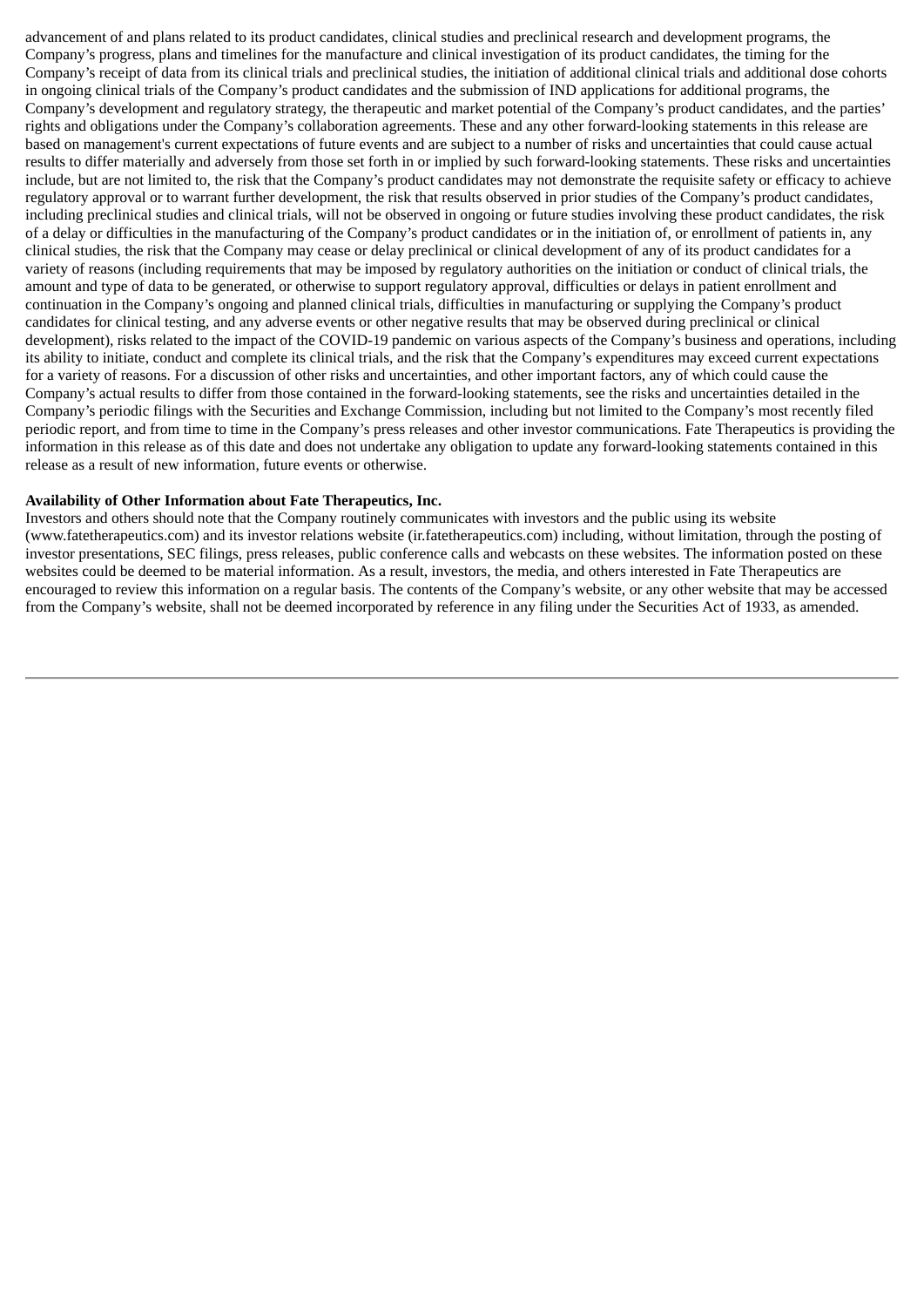advancement of and plans related to its product candidates, clinical studies and preclinical research and development programs, the Company's progress, plans and timelines for the manufacture and clinical investigation of its product candidates, the timing for the Company's receipt of data from its clinical trials and preclinical studies, the initiation of additional clinical trials and additional dose cohorts in ongoing clinical trials of the Company's product candidates and the submission of IND applications for additional programs, the Company's development and regulatory strategy, the therapeutic and market potential of the Company's product candidates, and the parties' rights and obligations under the Company's collaboration agreements. These and any other forward-looking statements in this release are based on management's current expectations of future events and are subject to a number of risks and uncertainties that could cause actual results to differ materially and adversely from those set forth in or implied by such forward-looking statements. These risks and uncertainties include, but are not limited to, the risk that the Company's product candidates may not demonstrate the requisite safety or efficacy to achieve regulatory approval or to warrant further development, the risk that results observed in prior studies of the Company's product candidates, including preclinical studies and clinical trials, will not be observed in ongoing or future studies involving these product candidates, the risk of a delay or difficulties in the manufacturing of the Company's product candidates or in the initiation of, or enrollment of patients in, any clinical studies, the risk that the Company may cease or delay preclinical or clinical development of any of its product candidates for a variety of reasons (including requirements that may be imposed by regulatory authorities on the initiation or conduct of clinical trials, the amount and type of data to be generated, or otherwise to support regulatory approval, difficulties or delays in patient enrollment and continuation in the Company's ongoing and planned clinical trials, difficulties in manufacturing or supplying the Company's product candidates for clinical testing, and any adverse events or other negative results that may be observed during preclinical or clinical development), risks related to the impact of the COVID-19 pandemic on various aspects of the Company's business and operations, including its ability to initiate, conduct and complete its clinical trials, and the risk that the Company's expenditures may exceed current expectations for a variety of reasons. For a discussion of other risks and uncertainties, and other important factors, any of which could cause the Company's actual results to differ from those contained in the forward-looking statements, see the risks and uncertainties detailed in the Company's periodic filings with the Securities and Exchange Commission, including but not limited to the Company's most recently filed periodic report, and from time to time in the Company's press releases and other investor communications. Fate Therapeutics is providing the information in this release as of this date and does not undertake any obligation to update any forward-looking statements contained in this release as a result of new information, future events or otherwise.

**Availability of Other Information about Fate Therapeutics, Inc.**

Investors and others should note that the Company routinely communicates with investors and the public using its website (www.fatetherapeutics.com) and its investor relations website (ir.fatetherapeutics.com) including, without limitation, through the posting of investor presentations, SEC filings, press releases, public conference calls and webcasts on these websites. The information posted on these websites could be deemed to be material information. As a result, investors, the media, and others interested in Fate Therapeutics are encouraged to review this information on a regular basis. The contents of the Company's website, or any other website that may be accessed from the Company's website, shall not be deemed incorporated by reference in any filing under the Securities Act of 1933, as amended.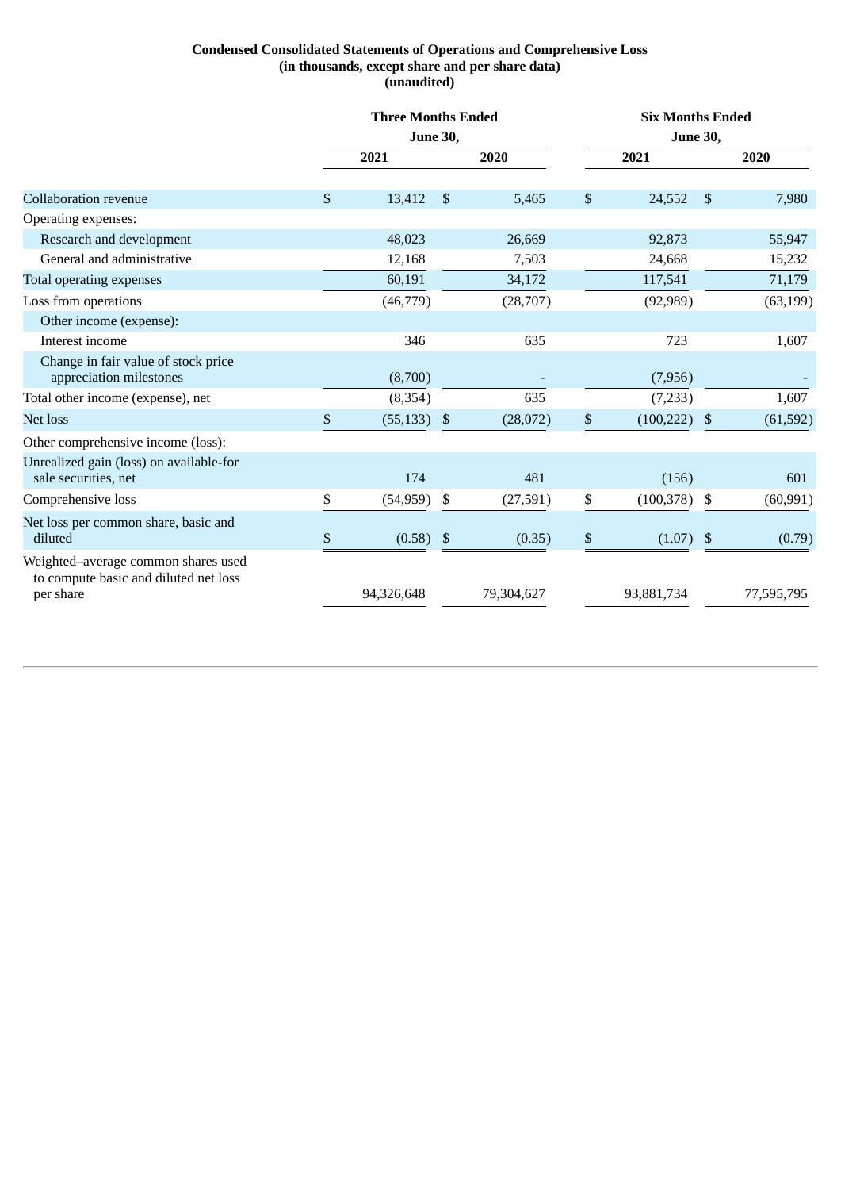**Condensed Consolidated Statements of Operations and Comprehensive Loss**
**(in thousands, except share and per share data)**
**(unaudited)**

| | Three Months Ended June 30, | | Six Months Ended June 30, | |
|---|---|---|---|---|
| | 2021 | 2020 | 2021 | 2020 |
| Collaboration revenue | $ 13,412 | $ 5,465 | $ 24,552 | $ 7,980 |
| Operating expenses: | | | | |
| Research and development | 48,023 | 26,669 | 92,873 | 55,947 |
| General and administrative | 12,168 | 7,503 | 24,668 | 15,232 |
| Total operating expenses | 60,191 | 34,172 | 117,541 | 71,179 |
| Loss from operations | (46,779) | (28,707) | (92,989) | (63,199) |
| Other income (expense): | | | | |
| Interest income | 346 | 635 | 723 | 1,607 |
| Change in fair value of stock price appreciation milestones | (8,700) | - | (7,956) | - |
| Total other income (expense), net | (8,354) | 635 | (7,233) | 1,607 |
| Net loss | $ (55,133) | $ (28,072) | $ (100,222) | $ (61,592) |
| Other comprehensive income (loss): | | | | |
| Unrealized gain (loss) on available-for sale securities, net | 174 | 481 | (156) | 601 |
| Comprehensive loss | $ (54,959) | $ (27,591) | $ (100,378) | $ (60,991) |
| Net loss per common share, basic and diluted | $ (0.58) | $ (0.35) | $ (1.07) | $ (0.79) |
| Weighted–average common shares used to compute basic and diluted net loss per share | 94,326,648 | 79,304,627 | 93,881,734 | 77,595,795 |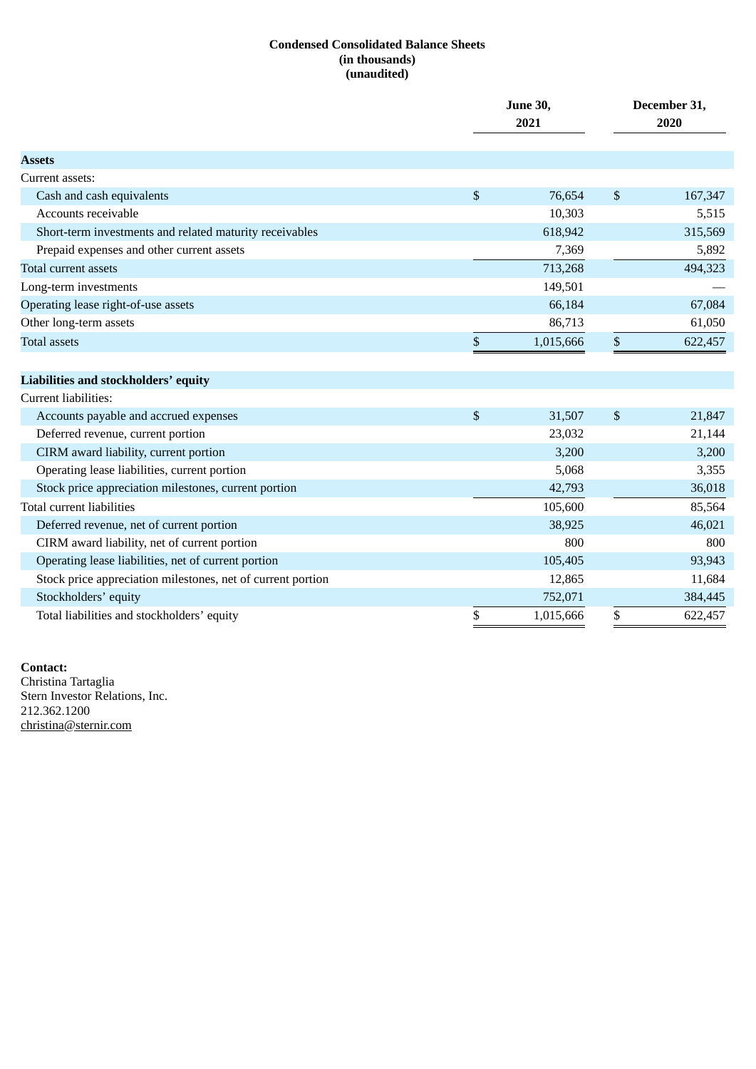**Condensed Consolidated Balance Sheets**
**(in thousands)**
**(unaudited)**

| | June 30, 2021 | December 31, 2020 |
|---|---|---|
| **Assets** | | |
| Current assets: | | |
| Cash and cash equivalents | $ 76,654 | $ 167,347 |
| Accounts receivable | 10,303 | 5,515 |
| Short-term investments and related maturity receivables | 618,942 | 315,569 |
| Prepaid expenses and other current assets | 7,369 | 5,892 |
| Total current assets | 713,268 | 494,323 |
| Long-term investments | 149,501 | — |
| Operating lease right-of-use assets | 66,184 | 67,084 |
| Other long-term assets | 86,713 | 61,050 |
| Total assets | $ 1,015,666 | $ 622,457 |
| **Liabilities and stockholders' equity** | | |
| Current liabilities: | | |
| Accounts payable and accrued expenses | $ 31,507 | $ 21,847 |
| Deferred revenue, current portion | 23,032 | 21,144 |
| CIRM award liability, current portion | 3,200 | 3,200 |
| Operating lease liabilities, current portion | 5,068 | 3,355 |
| Stock price appreciation milestones, current portion | 42,793 | 36,018 |
| Total current liabilities | 105,600 | 85,564 |
| Deferred revenue, net of current portion | 38,925 | 46,021 |
| CIRM award liability, net of current portion | 800 | 800 |
| Operating lease liabilities, net of current portion | 105,405 | 93,943 |
| Stock price appreciation milestones, net of current portion | 12,865 | 11,684 |
| Stockholders' equity | 752,071 | 384,445 |
| Total liabilities and stockholders' equity | $ 1,015,666 | $ 622,457 |

**Contact:**
Christina Tartaglia
Stern Investor Relations, Inc.
212.362.1200
christina@sternir.com